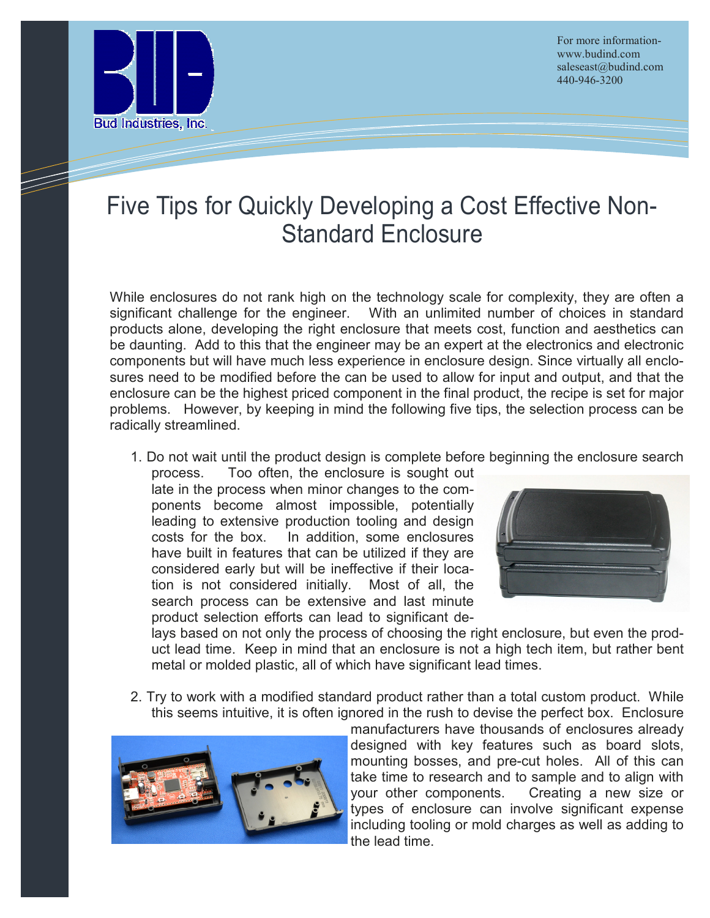For more information-
www.budind.com
saleseast@budind.com
440-946-3200

# Five Tips for Quickly Developing a Cost Effective Non-Standard Enclosure

While enclosures do not rank high on the technology scale for complexity, they are often a significant challenge for the engineer. With an unlimited number of choices in standard products alone, developing the right enclosure that meets cost, function and aesthetics can be daunting. Add to this that the engineer may be an expert at the electronics and electronic components but will have much less experience in enclosure design. Since virtually all enclosures need to be modified before the can be used to allow for input and output, and that the enclosure can be the highest priced component in the final product, the recipe is set for major problems. However, by keeping in mind the following five tips, the selection process can be radically streamlined.

1. Do not wait until the product design is complete before beginning the enclosure search process. Too often, the enclosure is sought out late in the process when minor changes to the components become almost impossible, potentially leading to extensive production tooling and design costs for the box. In addition, some enclosures have built in features that can be utilized if they are considered early but will be ineffective if their location is not considered initially. Most of all, the search process can be extensive and last minute product selection efforts can lead to significant delays based on not only the process of choosing the right enclosure, but even the product lead time. Keep in mind that an enclosure is not a high tech item, but rather bent metal or molded plastic, all of which have significant lead times.

2. Try to work with a modified standard product rather than a total custom product. While this seems intuitive, it is often ignored in the rush to devise the perfect box. Enclosure manufacturers have thousands of enclosures already designed with key features such as board slots, mounting bosses, and pre-cut holes. All of this can take time to research and to sample and to align with your other components. Creating a new size or types of enclosure can involve significant expense including tooling or mold charges as well as adding to the lead time.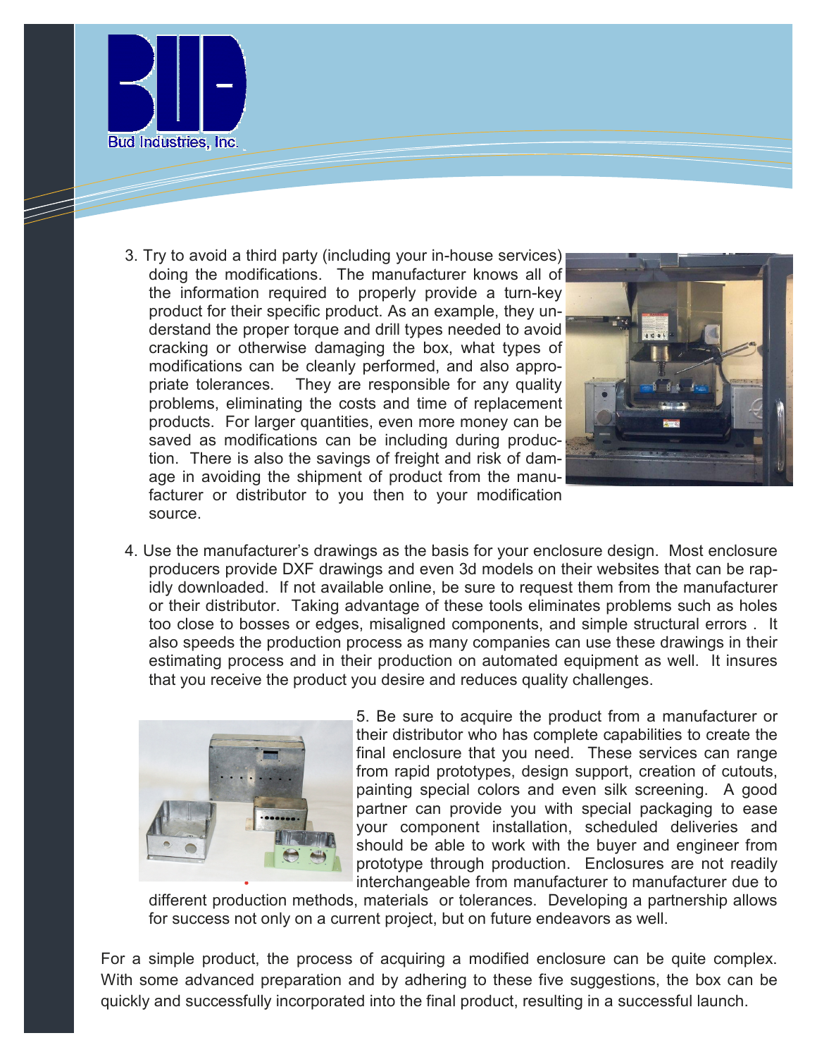3. Try to avoid a third party (including your in-house services) doing the modifications. The manufacturer knows all of the information required to properly provide a turn-key product for their specific product. As an example, they understand the proper torque and drill types needed to avoid cracking or otherwise damaging the box, what types of modifications can be cleanly performed, and also appropriate tolerances. They are responsible for any quality problems, eliminating the costs and time of replacement products. For larger quantities, even more money can be saved as modifications can be including during production. There is also the savings of freight and risk of damage in avoiding the shipment of product from the manufacturer or distributor to you then to your modification source.

4. Use the manufacturer's drawings as the basis for your enclosure design. Most enclosure producers provide DXF drawings and even 3d models on their websites that can be rapidly downloaded. If not available online, be sure to request them from the manufacturer or their distributor. Taking advantage of these tools eliminates problems such as holes too close to bosses or edges, misaligned components, and simple structural errors . It also speeds the production process as many companies can use these drawings in their estimating process and in their production on automated equipment as well. It insures that you receive the product you desire and reduces quality challenges.

5. Be sure to acquire the product from a manufacturer or their distributor who has complete capabilities to create the final enclosure that you need. These services can range from rapid prototypes, design support, creation of cutouts, painting special colors and even silk screening. A good partner can provide you with special packaging to ease your component installation, scheduled deliveries and should be able to work with the buyer and engineer from prototype through production. Enclosures are not readily interchangeable from manufacturer to manufacturer due to different production methods, materials or tolerances. Developing a partnership allows for success not only on a current project, but on future endeavors as well.

For a simple product, the process of acquiring a modified enclosure can be quite complex. With some advanced preparation and by adhering to these five suggestions, the box can be quickly and successfully incorporated into the final product, resulting in a successful launch.